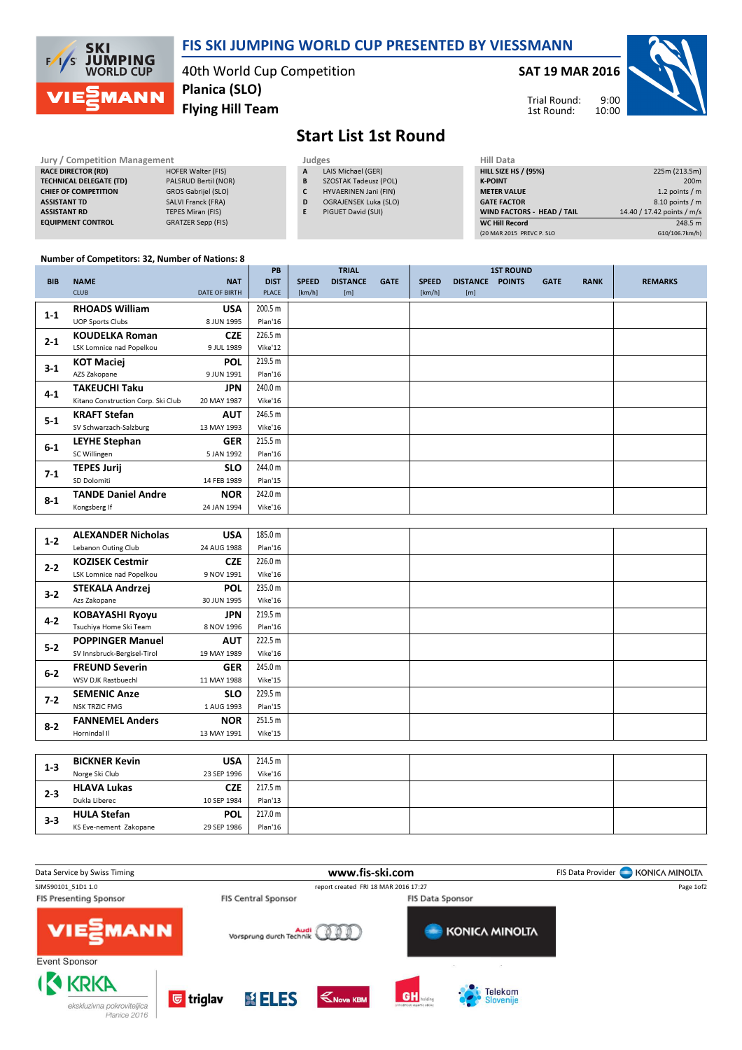# FIS SKI JUMPING WORLD CUP PRESENTED BY VIESSMANN

40th World Cup Competition
**Planica (SLO)**
**Flying Hill Team**

**SAT 19 MAR 2016**

Trial Round: 9:00
1st Round: 10:00

## Start List 1st Round

**Jury / Competition Management**

| | |
|---|---|
| RACE DIRECTOR (RD) | HOFER Walter (FIS) |
| TECHNICAL DELEGATE (TD) | PALSRUD Bertil (NOR) |
| CHIEF OF COMPETITION | GROS Gabrijel (SLO) |
| ASSISTANT TD | SALVI Franck (FRA) |
| ASSISTANT RD | TEPES Miran (FIS) |
| EQUIPMENT CONTROL | GRATZER Sepp (FIS) |

**Judges**

| | |
|---|---|
| A | LAIS Michael (GER) |
| B | SZOSTAK Tadeusz (POL) |
| C | HYVAERINEN Jani (FIN) |
| D | OGRAJENSEK Luka (SLO) |
| E | PIGUET David (SUI) |

**Hill Data**

| | |
|---|---|
| HILL SIZE HS / (95%) | 225m (213.5m) |
| K-POINT | 200m |
| METER VALUE | 1.2 points / m |
| GATE FACTOR | 8.10 points / m |
| WIND FACTORS - HEAD / TAIL | 14.40 / 17.42 points / m/s |
| WC Hill Record | 248.5 m |
| (20 MAR 2015 PREVC P. SLO | G10/106.7km/h) |

**Number of Competitors: 32, Number of Nations: 8**

| BIB | NAME / CLUB | NAT / DATE OF BIRTH | PB DIST / PLACE | TRIAL SPEED [km/h] | TRIAL DISTANCE [m] | TRIAL GATE | 1ST ROUND SPEED [km/h] | 1ST ROUND DISTANCE [m] | 1ST ROUND POINTS | 1ST ROUND GATE | RANK | REMARKS |
|---|---|---|---|---|---|---|---|---|---|---|---|---|
| 1-1 | **RHOADS William** UOP Sports Clubs | USA 8 JUN 1995 | 200.5 m Plan'16 | | | | | | | | | |
| 2-1 | **KOUDELKA Roman** LSK Lomnice nad Popelkou | CZE 9 JUL 1989 | 226.5 m Vike'12 | | | | | | | | | |
| 3-1 | **KOT Maciej** AZS Zakopane | POL 9 JUN 1991 | 219.5 m Plan'16 | | | | | | | | | |
| 4-1 | **TAKEUCHI Taku** Kitano Construction Corp. Ski Club | JPN 20 MAY 1987 | 240.0 m Vike'16 | | | | | | | | | |
| 5-1 | **KRAFT Stefan** SV Schwarzach-Salzburg | AUT 13 MAY 1993 | 246.5 m Vike'16 | | | | | | | | | |
| 6-1 | **LEYHE Stephan** SC Willingen | GER 5 JAN 1992 | 215.5 m Plan'16 | | | | | | | | | |
| 7-1 | **TEPES Jurij** SD Dolomiti | SLO 14 FEB 1989 | 244.0 m Plan'15 | | | | | | | | | |
| 8-1 | **TANDE Daniel Andre** Kongsberg If | NOR 24 JAN 1994 | 242.0 m Vike'16 | | | | | | | | | |
| 1-2 | **ALEXANDER Nicholas** Lebanon Outing Club | USA 24 AUG 1988 | 185.0 m Plan'16 | | | | | | | | | |
| 2-2 | **KOZISEK Cestmir** LSK Lomnice nad Popelkou | CZE 9 NOV 1991 | 226.0 m Vike'16 | | | | | | | | | |
| 3-2 | **STEKALA Andrzej** Azs Zakopane | POL 30 JUN 1995 | 235.0 m Vike'16 | | | | | | | | | |
| 4-2 | **KOBAYASHI Ryoyu** Tsuchiya Home Ski Team | JPN 8 NOV 1996 | 219.5 m Plan'16 | | | | | | | | | |
| 5-2 | **POPPINGER Manuel** SV Innsbruck-Bergisel-Tirol | AUT 19 MAY 1989 | 222.5 m Vike'16 | | | | | | | | | |
| 6-2 | **FREUND Severin** WSV DJK Rastbuechl | GER 11 MAY 1988 | 245.0 m Vike'15 | | | | | | | | | |
| 7-2 | **SEMENIC Anze** NSK TRZIC FMG | SLO 1 AUG 1993 | 229.5 m Plan'15 | | | | | | | | | |
| 8-2 | **FANNEMEL Anders** Hornindal Il | NOR 13 MAY 1991 | 251.5 m Vike'15 | | | | | | | | | |
| 1-3 | **BICKNER Kevin** Norge Ski Club | USA 23 SEP 1996 | 214.5 m Vike'16 | | | | | | | | | |
| 2-3 | **HLAVA Lukas** Dukla Liberec | CZE 10 SEP 1984 | 217.5 m Plan'13 | | | | | | | | | |
| 3-3 | **HULA Stefan** KS Eve-nement Zakopane | POL 29 SEP 1986 | 217.0 m Plan'16 | | | | | | | | | |

Data Service by Swiss Timing — www.fis-ski.com — FIS Data Provider KONICA MINOLTA

SJM590101_51D1 1.0 — report created FRI 18 MAR 2016 17:27

FIS Presenting Sponsor: VIESSMANN — FIS Central Sponsor: Audi Vorsprung durch Technik — FIS Data Sponsor: KONICA MINOLTA

Event Sponsor: KRKA ekskluzivna pokroviteljica Planice 2016, triglav, ELES, Nova KBM, GH holding, Telekom Slovenije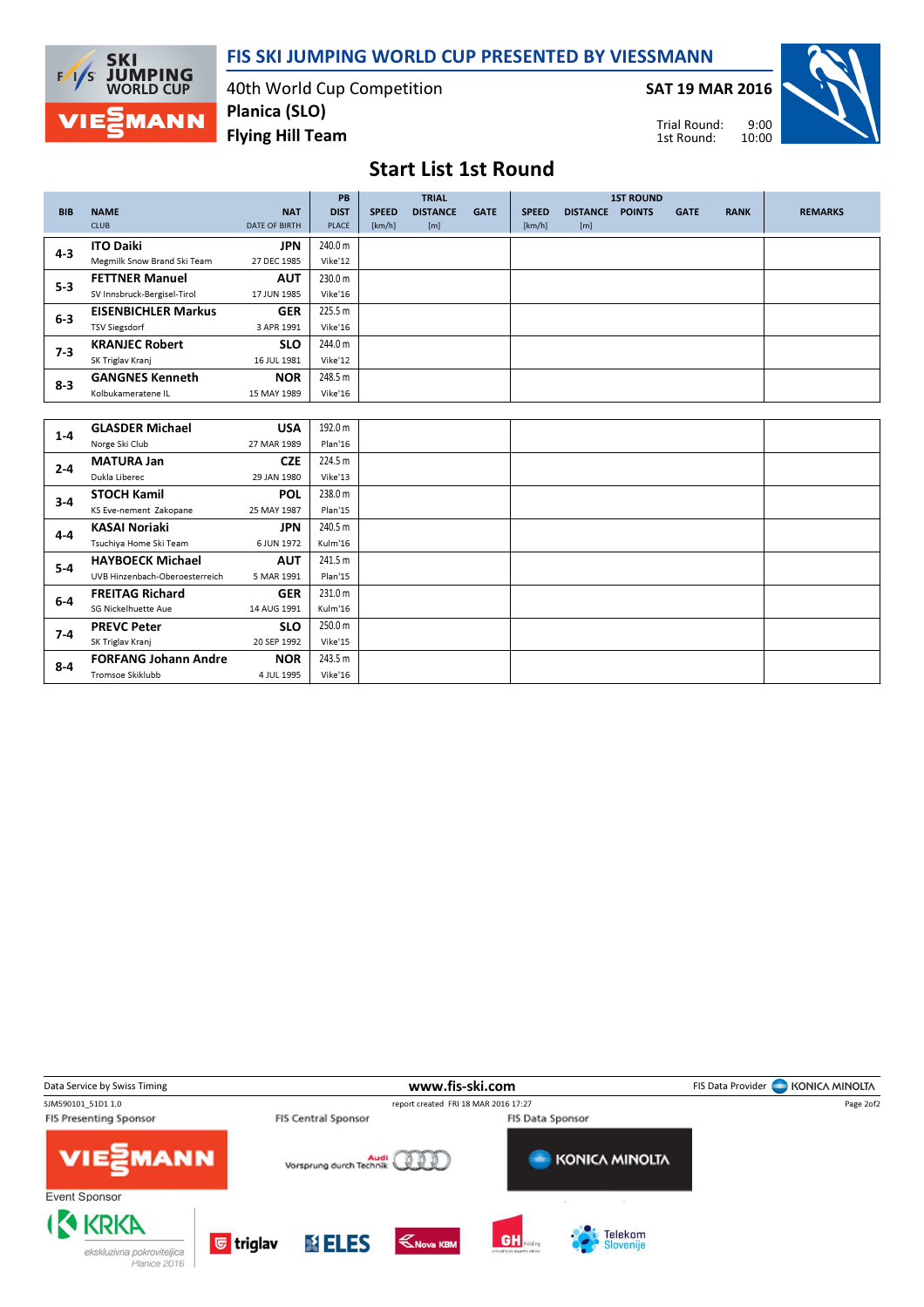# FIS SKI JUMPING WORLD CUP PRESENTED BY VIESSMANN

40th World Cup Competition
**Planica (SLO)**
**Flying Hill Team**

**SAT 19 MAR 2016**

Trial Round: 9:00
1st Round: 10:00

## Start List 1st Round

| BIB | NAME / CLUB | NAT / DATE OF BIRTH | PB DIST / PLACE | TRIAL SPEED [km/h] | TRIAL DISTANCE [m] | TRIAL GATE | 1ST ROUND SPEED [km/h] | 1ST ROUND DISTANCE [m] | 1ST ROUND POINTS | 1ST ROUND GATE | RANK | REMARKS |
|---|---|---|---|---|---|---|---|---|---|---|---|---|
| 4-3 | **ITO Daiki** Megmilk Snow Brand Ski Team | **JPN** 27 DEC 1985 | 240.0 m Vike'12 | | | | | | | | | |
| 5-3 | **FETTNER Manuel** SV Innsbruck-Bergisel-Tirol | **AUT** 17 JUN 1985 | 230.0 m Vike'16 | | | | | | | | | |
| 6-3 | **EISENBICHLER Markus** TSV Siegsdorf | **GER** 3 APR 1991 | 225.5 m Vike'16 | | | | | | | | | |
| 7-3 | **KRANJEC Robert** SK Triglav Kranj | **SLO** 16 JUL 1981 | 244.0 m Vike'12 | | | | | | | | | |
| 8-3 | **GANGNES Kenneth** Kolbukameratene IL | **NOR** 15 MAY 1989 | 248.5 m Vike'16 | | | | | | | | | |
| 1-4 | **GLASDER Michael** Norge Ski Club | **USA** 27 MAR 1989 | 192.0 m Plan'16 | | | | | | | | | |
| 2-4 | **MATURA Jan** Dukla Liberec | **CZE** 29 JAN 1980 | 224.5 m Vike'13 | | | | | | | | | |
| 3-4 | **STOCH Kamil** KS Eve-nement Zakopane | **POL** 25 MAY 1987 | 238.0 m Plan'15 | | | | | | | | | |
| 4-4 | **KASAI Noriaki** Tsuchiya Home Ski Team | **JPN** 6 JUN 1972 | 240.5 m Kulm'16 | | | | | | | | | |
| 5-4 | **HAYBOECK Michael** UVB Hinzenbach-Oberoesterreich | **AUT** 5 MAR 1991 | 241.5 m Plan'15 | | | | | | | | | |
| 6-4 | **FREITAG Richard** SG Nickelhuette Aue | **GER** 14 AUG 1991 | 231.0 m Kulm'16 | | | | | | | | | |
| 7-4 | **PREVC Peter** SK Triglav Kranj | **SLO** 20 SEP 1992 | 250.0 m Vike'15 | | | | | | | | | |
| 8-4 | **FORFANG Johann Andre** Tromsoe Skiklubb | **NOR** 4 JUL 1995 | 243.5 m Vike'16 | | | | | | | | | |

Data Service by Swiss Timing — www.fis-ski.com — FIS Data Provider KONICA MINOLTA

SJM590101_51D1 1.0 — report created FRI 18 MAR 2016 17:27